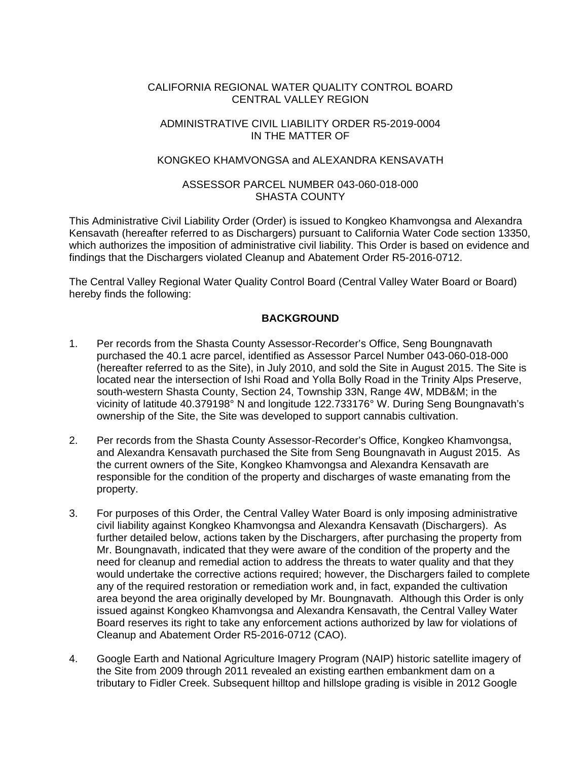CALIFORNIA REGIONAL WATER QUALITY CONTROL BOARD
CENTRAL VALLEY REGION

ADMINISTRATIVE CIVIL LIABILITY ORDER R5-2019-0004
IN THE MATTER OF

KONGKEO KHAMVONGSA and ALEXANDRA KENSAVATH

ASSESSOR PARCEL NUMBER 043-060-018-000
SHASTA COUNTY

This Administrative Civil Liability Order (Order) is issued to Kongkeo Khamvongsa and Alexandra Kensavath (hereafter referred to as Dischargers) pursuant to California Water Code section 13350, which authorizes the imposition of administrative civil liability. This Order is based on evidence and findings that the Dischargers violated Cleanup and Abatement Order R5-2016-0712.

The Central Valley Regional Water Quality Control Board (Central Valley Water Board or Board) hereby finds the following:

## BACKGROUND

1. Per records from the Shasta County Assessor-Recorder's Office, Seng Boungnavath purchased the 40.1 acre parcel, identified as Assessor Parcel Number 043-060-018-000 (hereafter referred to as the Site), in July 2010, and sold the Site in August 2015. The Site is located near the intersection of Ishi Road and Yolla Bolly Road in the Trinity Alps Preserve, south-western Shasta County, Section 24, Township 33N, Range 4W, MDB&M; in the vicinity of latitude 40.379198° N and longitude 122.733176° W. During Seng Boungnavath's ownership of the Site, the Site was developed to support cannabis cultivation.

2. Per records from the Shasta County Assessor-Recorder's Office, Kongkeo Khamvongsa, and Alexandra Kensavath purchased the Site from Seng Boungnavath in August 2015. As the current owners of the Site, Kongkeo Khamvongsa and Alexandra Kensavath are responsible for the condition of the property and discharges of waste emanating from the property.

3. For purposes of this Order, the Central Valley Water Board is only imposing administrative civil liability against Kongkeo Khamvongsa and Alexandra Kensavath (Dischargers). As further detailed below, actions taken by the Dischargers, after purchasing the property from Mr. Boungnavath, indicated that they were aware of the condition of the property and the need for cleanup and remedial action to address the threats to water quality and that they would undertake the corrective actions required; however, the Dischargers failed to complete any of the required restoration or remediation work and, in fact, expanded the cultivation area beyond the area originally developed by Mr. Boungnavath. Although this Order is only issued against Kongkeo Khamvongsa and Alexandra Kensavath, the Central Valley Water Board reserves its right to take any enforcement actions authorized by law for violations of Cleanup and Abatement Order R5-2016-0712 (CAO).

4. Google Earth and National Agriculture Imagery Program (NAIP) historic satellite imagery of the Site from 2009 through 2011 revealed an existing earthen embankment dam on a tributary to Fidler Creek. Subsequent hilltop and hillslope grading is visible in 2012 Google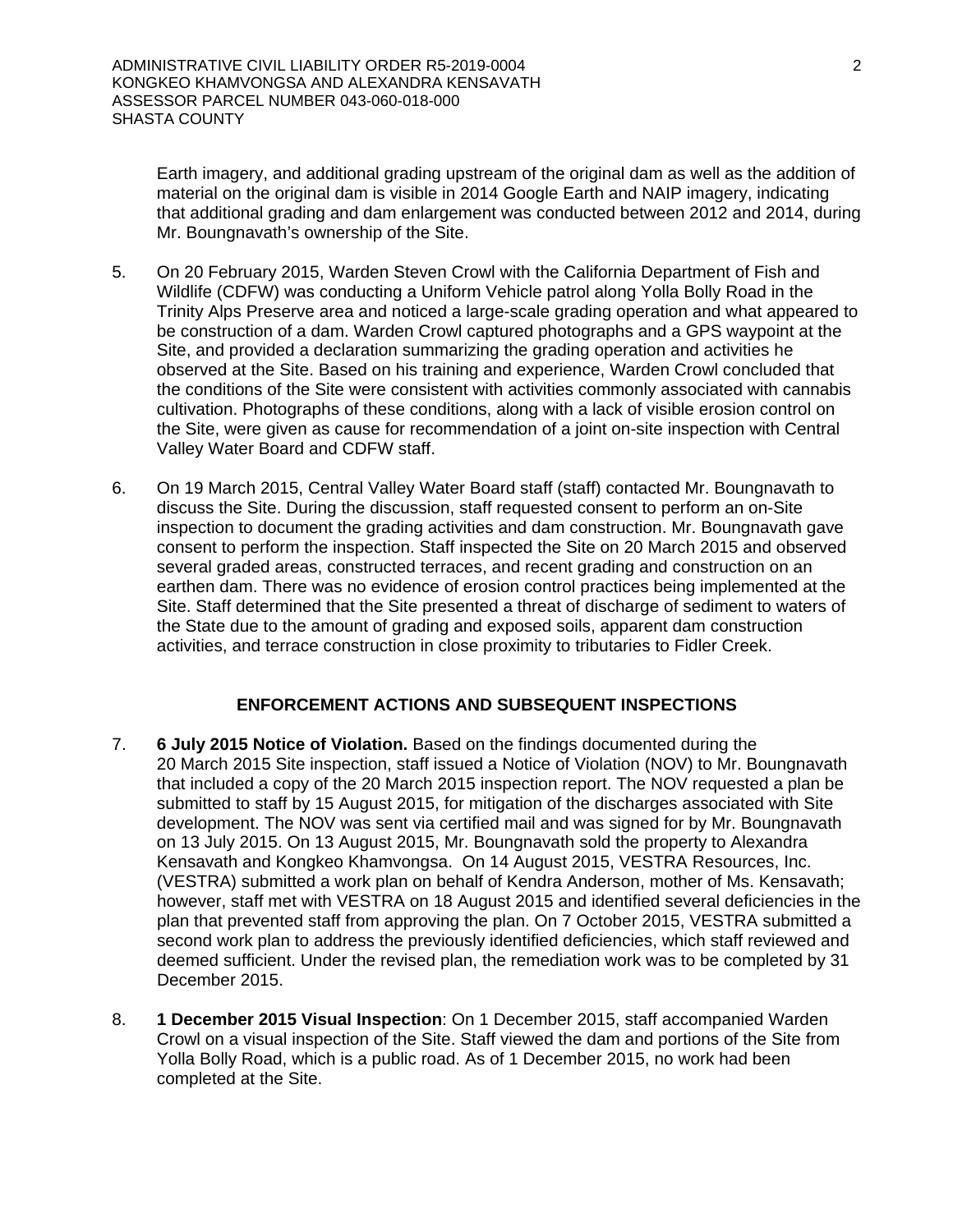Earth imagery, and additional grading upstream of the original dam as well as the addition of material on the original dam is visible in 2014 Google Earth and NAIP imagery, indicating that additional grading and dam enlargement was conducted between 2012 and 2014, during Mr. Boungnavath's ownership of the Site.

5. On 20 February 2015, Warden Steven Crowl with the California Department of Fish and Wildlife (CDFW) was conducting a Uniform Vehicle patrol along Yolla Bolly Road in the Trinity Alps Preserve area and noticed a large-scale grading operation and what appeared to be construction of a dam. Warden Crowl captured photographs and a GPS waypoint at the Site, and provided a declaration summarizing the grading operation and activities he observed at the Site. Based on his training and experience, Warden Crowl concluded that the conditions of the Site were consistent with activities commonly associated with cannabis cultivation. Photographs of these conditions, along with a lack of visible erosion control on the Site, were given as cause for recommendation of a joint on-site inspection with Central Valley Water Board and CDFW staff.

6. On 19 March 2015, Central Valley Water Board staff (staff) contacted Mr. Boungnavath to discuss the Site. During the discussion, staff requested consent to perform an on-Site inspection to document the grading activities and dam construction. Mr. Boungnavath gave consent to perform the inspection. Staff inspected the Site on 20 March 2015 and observed several graded areas, constructed terraces, and recent grading and construction on an earthen dam. There was no evidence of erosion control practices being implemented at the Site. Staff determined that the Site presented a threat of discharge of sediment to waters of the State due to the amount of grading and exposed soils, apparent dam construction activities, and terrace construction in close proximity to tributaries to Fidler Creek.

## ENFORCEMENT ACTIONS AND SUBSEQUENT INSPECTIONS

7. **6 July 2015 Notice of Violation.** Based on the findings documented during the 20 March 2015 Site inspection, staff issued a Notice of Violation (NOV) to Mr. Boungnavath that included a copy of the 20 March 2015 inspection report. The NOV requested a plan be submitted to staff by 15 August 2015, for mitigation of the discharges associated with Site development. The NOV was sent via certified mail and was signed for by Mr. Boungnavath on 13 July 2015. On 13 August 2015, Mr. Boungnavath sold the property to Alexandra Kensavath and Kongkeo Khamvongsa. On 14 August 2015, VESTRA Resources, Inc. (VESTRA) submitted a work plan on behalf of Kendra Anderson, mother of Ms. Kensavath; however, staff met with VESTRA on 18 August 2015 and identified several deficiencies in the plan that prevented staff from approving the plan. On 7 October 2015, VESTRA submitted a second work plan to address the previously identified deficiencies, which staff reviewed and deemed sufficient. Under the revised plan, the remediation work was to be completed by 31 December 2015.

8. **1 December 2015 Visual Inspection**: On 1 December 2015, staff accompanied Warden Crowl on a visual inspection of the Site. Staff viewed the dam and portions of the Site from Yolla Bolly Road, which is a public road. As of 1 December 2015, no work had been completed at the Site.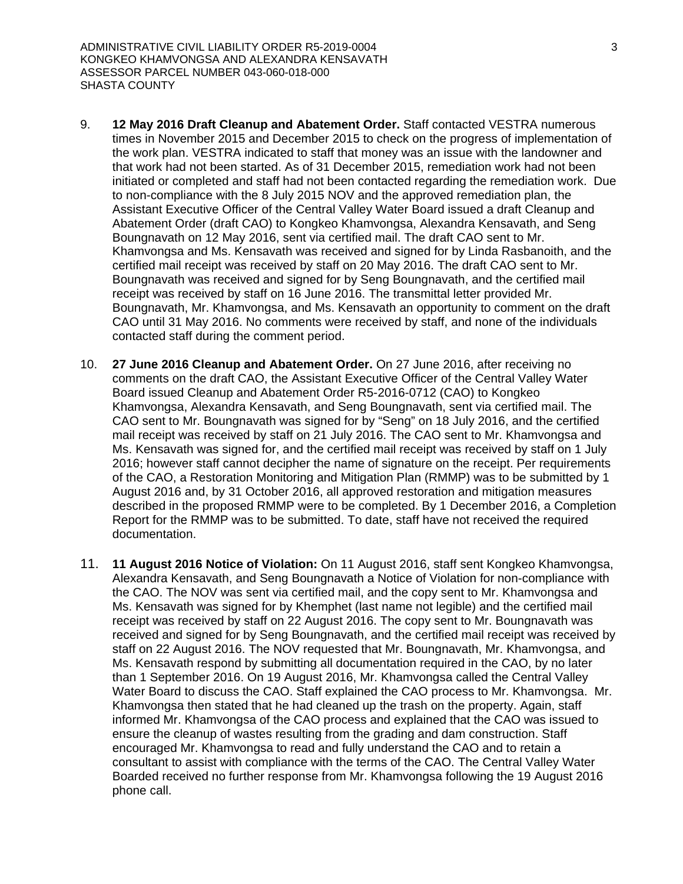9. **12 May 2016 Draft Cleanup and Abatement Order.** Staff contacted VESTRA numerous times in November 2015 and December 2015 to check on the progress of implementation of the work plan. VESTRA indicated to staff that money was an issue with the landowner and that work had not been started. As of 31 December 2015, remediation work had not been initiated or completed and staff had not been contacted regarding the remediation work. Due to non-compliance with the 8 July 2015 NOV and the approved remediation plan, the Assistant Executive Officer of the Central Valley Water Board issued a draft Cleanup and Abatement Order (draft CAO) to Kongkeo Khamvongsa, Alexandra Kensavath, and Seng Boungnavath on 12 May 2016, sent via certified mail. The draft CAO sent to Mr. Khamvongsa and Ms. Kensavath was received and signed for by Linda Rasbanoith, and the certified mail receipt was received by staff on 20 May 2016. The draft CAO sent to Mr. Boungnavath was received and signed for by Seng Boungnavath, and the certified mail receipt was received by staff on 16 June 2016. The transmittal letter provided Mr. Boungnavath, Mr. Khamvongsa, and Ms. Kensavath an opportunity to comment on the draft CAO until 31 May 2016. No comments were received by staff, and none of the individuals contacted staff during the comment period.

10. **27 June 2016 Cleanup and Abatement Order.** On 27 June 2016, after receiving no comments on the draft CAO, the Assistant Executive Officer of the Central Valley Water Board issued Cleanup and Abatement Order R5-2016-0712 (CAO) to Kongkeo Khamvongsa, Alexandra Kensavath, and Seng Boungnavath, sent via certified mail. The CAO sent to Mr. Boungnavath was signed for by "Seng" on 18 July 2016, and the certified mail receipt was received by staff on 21 July 2016. The CAO sent to Mr. Khamvongsa and Ms. Kensavath was signed for, and the certified mail receipt was received by staff on 1 July 2016; however staff cannot decipher the name of signature on the receipt. Per requirements of the CAO, a Restoration Monitoring and Mitigation Plan (RMMP) was to be submitted by 1 August 2016 and, by 31 October 2016, all approved restoration and mitigation measures described in the proposed RMMP were to be completed. By 1 December 2016, a Completion Report for the RMMP was to be submitted. To date, staff have not received the required documentation.

11. **11 August 2016 Notice of Violation:** On 11 August 2016, staff sent Kongkeo Khamvongsa, Alexandra Kensavath, and Seng Boungnavath a Notice of Violation for non-compliance with the CAO. The NOV was sent via certified mail, and the copy sent to Mr. Khamvongsa and Ms. Kensavath was signed for by Khemphet (last name not legible) and the certified mail receipt was received by staff on 22 August 2016. The copy sent to Mr. Boungnavath was received and signed for by Seng Boungnavath, and the certified mail receipt was received by staff on 22 August 2016. The NOV requested that Mr. Boungnavath, Mr. Khamvongsa, and Ms. Kensavath respond by submitting all documentation required in the CAO, by no later than 1 September 2016. On 19 August 2016, Mr. Khamvongsa called the Central Valley Water Board to discuss the CAO. Staff explained the CAO process to Mr. Khamvongsa. Mr. Khamvongsa then stated that he had cleaned up the trash on the property. Again, staff informed Mr. Khamvongsa of the CAO process and explained that the CAO was issued to ensure the cleanup of wastes resulting from the grading and dam construction. Staff encouraged Mr. Khamvongsa to read and fully understand the CAO and to retain a consultant to assist with compliance with the terms of the CAO. The Central Valley Water Boarded received no further response from Mr. Khamvongsa following the 19 August 2016 phone call.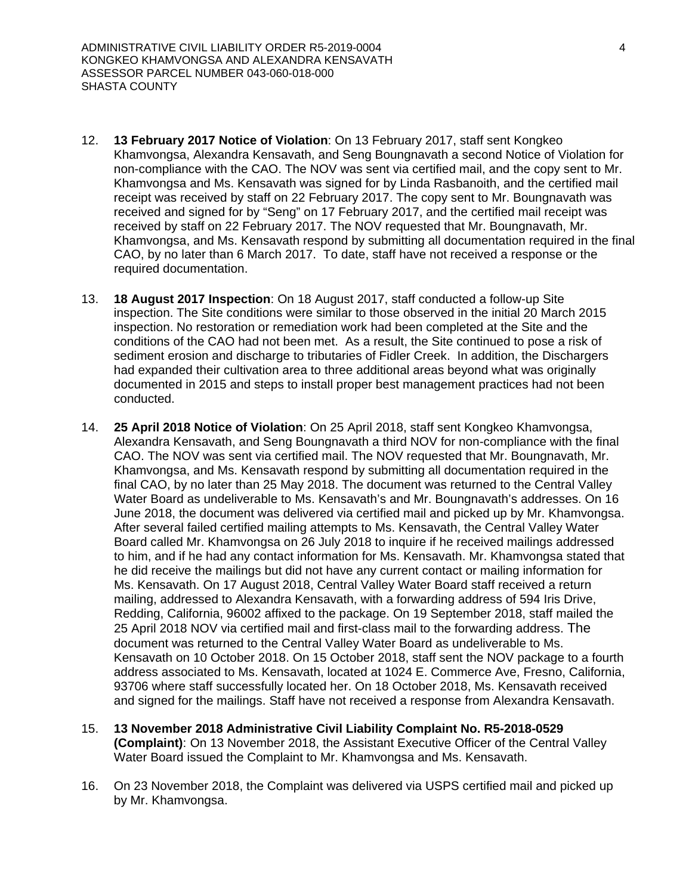12. **13 February 2017 Notice of Violation**: On 13 February 2017, staff sent Kongkeo Khamvongsa, Alexandra Kensavath, and Seng Boungnavath a second Notice of Violation for non-compliance with the CAO. The NOV was sent via certified mail, and the copy sent to Mr. Khamvongsa and Ms. Kensavath was signed for by Linda Rasbanoith, and the certified mail receipt was received by staff on 22 February 2017. The copy sent to Mr. Boungnavath was received and signed for by "Seng" on 17 February 2017, and the certified mail receipt was received by staff on 22 February 2017. The NOV requested that Mr. Boungnavath, Mr. Khamvongsa, and Ms. Kensavath respond by submitting all documentation required in the final CAO, by no later than 6 March 2017. To date, staff have not received a response or the required documentation.

13. **18 August 2017 Inspection**: On 18 August 2017, staff conducted a follow-up Site inspection. The Site conditions were similar to those observed in the initial 20 March 2015 inspection. No restoration or remediation work had been completed at the Site and the conditions of the CAO had not been met. As a result, the Site continued to pose a risk of sediment erosion and discharge to tributaries of Fidler Creek. In addition, the Dischargers had expanded their cultivation area to three additional areas beyond what was originally documented in 2015 and steps to install proper best management practices had not been conducted.

14. **25 April 2018 Notice of Violation**: On 25 April 2018, staff sent Kongkeo Khamvongsa, Alexandra Kensavath, and Seng Boungnavath a third NOV for non-compliance with the final CAO. The NOV was sent via certified mail. The NOV requested that Mr. Boungnavath, Mr. Khamvongsa, and Ms. Kensavath respond by submitting all documentation required in the final CAO, by no later than 25 May 2018. The document was returned to the Central Valley Water Board as undeliverable to Ms. Kensavath's and Mr. Boungnavath's addresses. On 16 June 2018, the document was delivered via certified mail and picked up by Mr. Khamvongsa. After several failed certified mailing attempts to Ms. Kensavath, the Central Valley Water Board called Mr. Khamvongsa on 26 July 2018 to inquire if he received mailings addressed to him, and if he had any contact information for Ms. Kensavath. Mr. Khamvongsa stated that he did receive the mailings but did not have any current contact or mailing information for Ms. Kensavath. On 17 August 2018, Central Valley Water Board staff received a return mailing, addressed to Alexandra Kensavath, with a forwarding address of 594 Iris Drive, Redding, California, 96002 affixed to the package. On 19 September 2018, staff mailed the 25 April 2018 NOV via certified mail and first-class mail to the forwarding address. The document was returned to the Central Valley Water Board as undeliverable to Ms. Kensavath on 10 October 2018. On 15 October 2018, staff sent the NOV package to a fourth address associated to Ms. Kensavath, located at 1024 E. Commerce Ave, Fresno, California, 93706 where staff successfully located her. On 18 October 2018, Ms. Kensavath received and signed for the mailings. Staff have not received a response from Alexandra Kensavath.

15. **13 November 2018 Administrative Civil Liability Complaint No. R5-2018-0529 (Complaint)**: On 13 November 2018, the Assistant Executive Officer of the Central Valley Water Board issued the Complaint to Mr. Khamvongsa and Ms. Kensavath.

16. On 23 November 2018, the Complaint was delivered via USPS certified mail and picked up by Mr. Khamvongsa.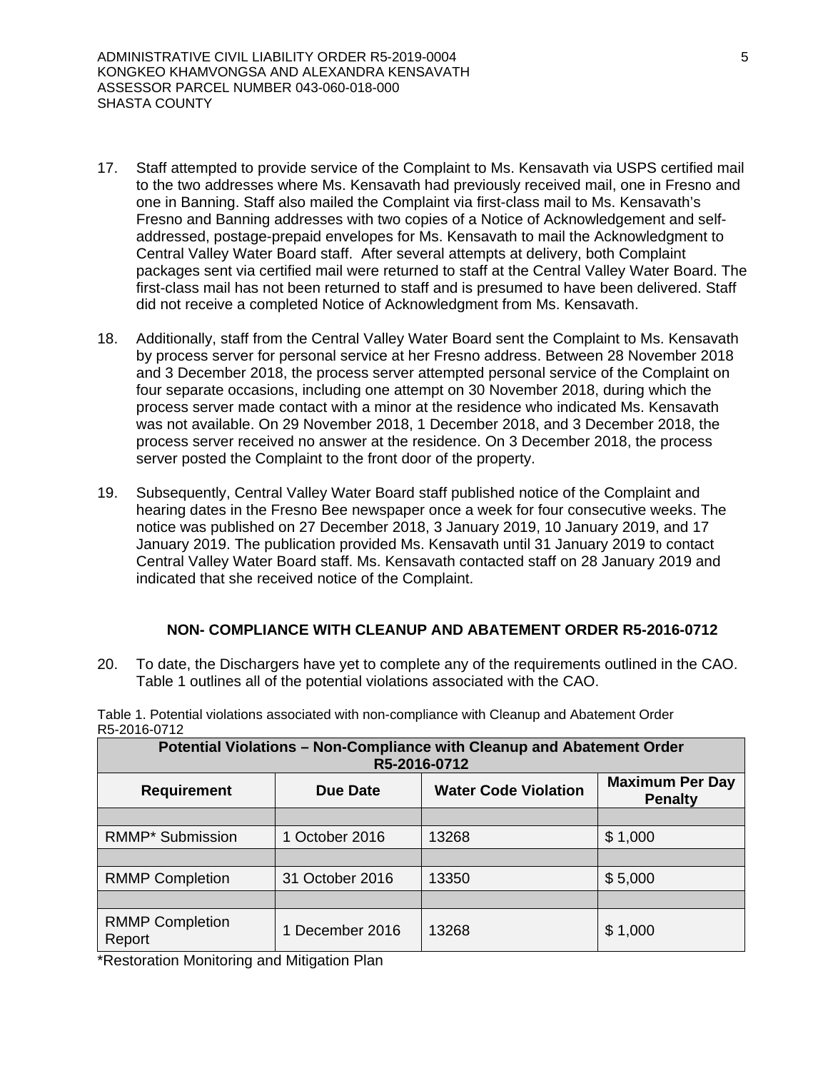17. Staff attempted to provide service of the Complaint to Ms. Kensavath via USPS certified mail to the two addresses where Ms. Kensavath had previously received mail, one in Fresno and one in Banning. Staff also mailed the Complaint via first-class mail to Ms. Kensavath's Fresno and Banning addresses with two copies of a Notice of Acknowledgement and self-addressed, postage-prepaid envelopes for Ms. Kensavath to mail the Acknowledgment to Central Valley Water Board staff. After several attempts at delivery, both Complaint packages sent via certified mail were returned to staff at the Central Valley Water Board. The first-class mail has not been returned to staff and is presumed to have been delivered. Staff did not receive a completed Notice of Acknowledgment from Ms. Kensavath.

18. Additionally, staff from the Central Valley Water Board sent the Complaint to Ms. Kensavath by process server for personal service at her Fresno address. Between 28 November 2018 and 3 December 2018, the process server attempted personal service of the Complaint on four separate occasions, including one attempt on 30 November 2018, during which the process server made contact with a minor at the residence who indicated Ms. Kensavath was not available. On 29 November 2018, 1 December 2018, and 3 December 2018, the process server received no answer at the residence. On 3 December 2018, the process server posted the Complaint to the front door of the property.

19. Subsequently, Central Valley Water Board staff published notice of the Complaint and hearing dates in the Fresno Bee newspaper once a week for four consecutive weeks. The notice was published on 27 December 2018, 3 January 2019, 10 January 2019, and 17 January 2019. The publication provided Ms. Kensavath until 31 January 2019 to contact Central Valley Water Board staff. Ms. Kensavath contacted staff on 28 January 2019 and indicated that she received notice of the Complaint.

## NON- COMPLIANCE WITH CLEANUP AND ABATEMENT ORDER R5-2016-0712

20. To date, the Dischargers have yet to complete any of the requirements outlined in the CAO. Table 1 outlines all of the potential violations associated with the CAO.

Table 1. Potential violations associated with non-compliance with Cleanup and Abatement Order R5-2016-0712

| Potential Violations – Non-Compliance with Cleanup and Abatement Order R5-2016-0712 | | | |
|---|---|---|---|
| **Requirement** | **Due Date** | **Water Code Violation** | **Maximum Per Day Penalty** |
| | | | |
| RMMP* Submission | 1 October 2016 | 13268 | $ 1,000 |
| | | | |
| RMMP Completion | 31 October 2016 | 13350 | $ 5,000 |
| | | | |
| RMMP Completion Report | 1 December 2016 | 13268 | $ 1,000 |

*Restoration Monitoring and Mitigation Plan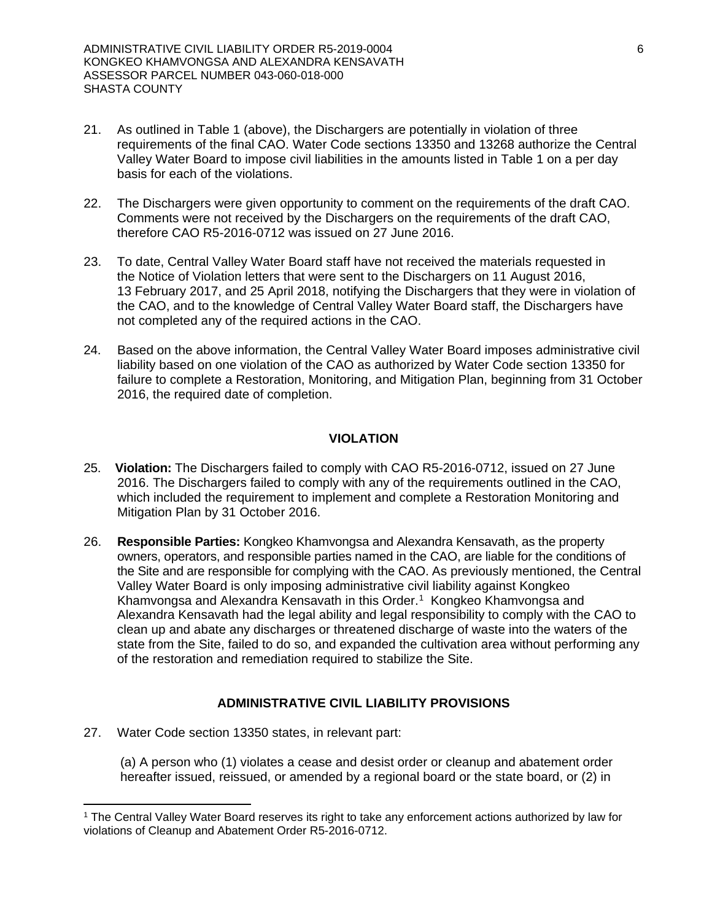21. As outlined in Table 1 (above), the Dischargers are potentially in violation of three requirements of the final CAO. Water Code sections 13350 and 13268 authorize the Central Valley Water Board to impose civil liabilities in the amounts listed in Table 1 on a per day basis for each of the violations.

22. The Dischargers were given opportunity to comment on the requirements of the draft CAO. Comments were not received by the Dischargers on the requirements of the draft CAO, therefore CAO R5-2016-0712 was issued on 27 June 2016.

23. To date, Central Valley Water Board staff have not received the materials requested in the Notice of Violation letters that were sent to the Dischargers on 11 August 2016, 13 February 2017, and 25 April 2018, notifying the Dischargers that they were in violation of the CAO, and to the knowledge of Central Valley Water Board staff, the Dischargers have not completed any of the required actions in the CAO.

24. Based on the above information, the Central Valley Water Board imposes administrative civil liability based on one violation of the CAO as authorized by Water Code section 13350 for failure to complete a Restoration, Monitoring, and Mitigation Plan, beginning from 31 October 2016, the required date of completion.

## VIOLATION

25. **Violation:** The Dischargers failed to comply with CAO R5-2016-0712, issued on 27 June 2016. The Dischargers failed to comply with any of the requirements outlined in the CAO, which included the requirement to implement and complete a Restoration Monitoring and Mitigation Plan by 31 October 2016.

26. **Responsible Parties:** Kongkeo Khamvongsa and Alexandra Kensavath, as the property owners, operators, and responsible parties named in the CAO, are liable for the conditions of the Site and are responsible for complying with the CAO. As previously mentioned, the Central Valley Water Board is only imposing administrative civil liability against Kongkeo Khamvongsa and Alexandra Kensavath in this Order.[1] Kongkeo Khamvongsa and Alexandra Kensavath had the legal ability and legal responsibility to comply with the CAO to clean up and abate any discharges or threatened discharge of waste into the waters of the state from the Site, failed to do so, and expanded the cultivation area without performing any of the restoration and remediation required to stabilize the Site.

## ADMINISTRATIVE CIVIL LIABILITY PROVISIONS

27. Water Code section 13350 states, in relevant part:

    (a) A person who (1) violates a cease and desist order or cleanup and abatement order hereafter issued, reissued, or amended by a regional board or the state board, or (2) in

---

[1] The Central Valley Water Board reserves its right to take any enforcement actions authorized by law for violations of Cleanup and Abatement Order R5-2016-0712.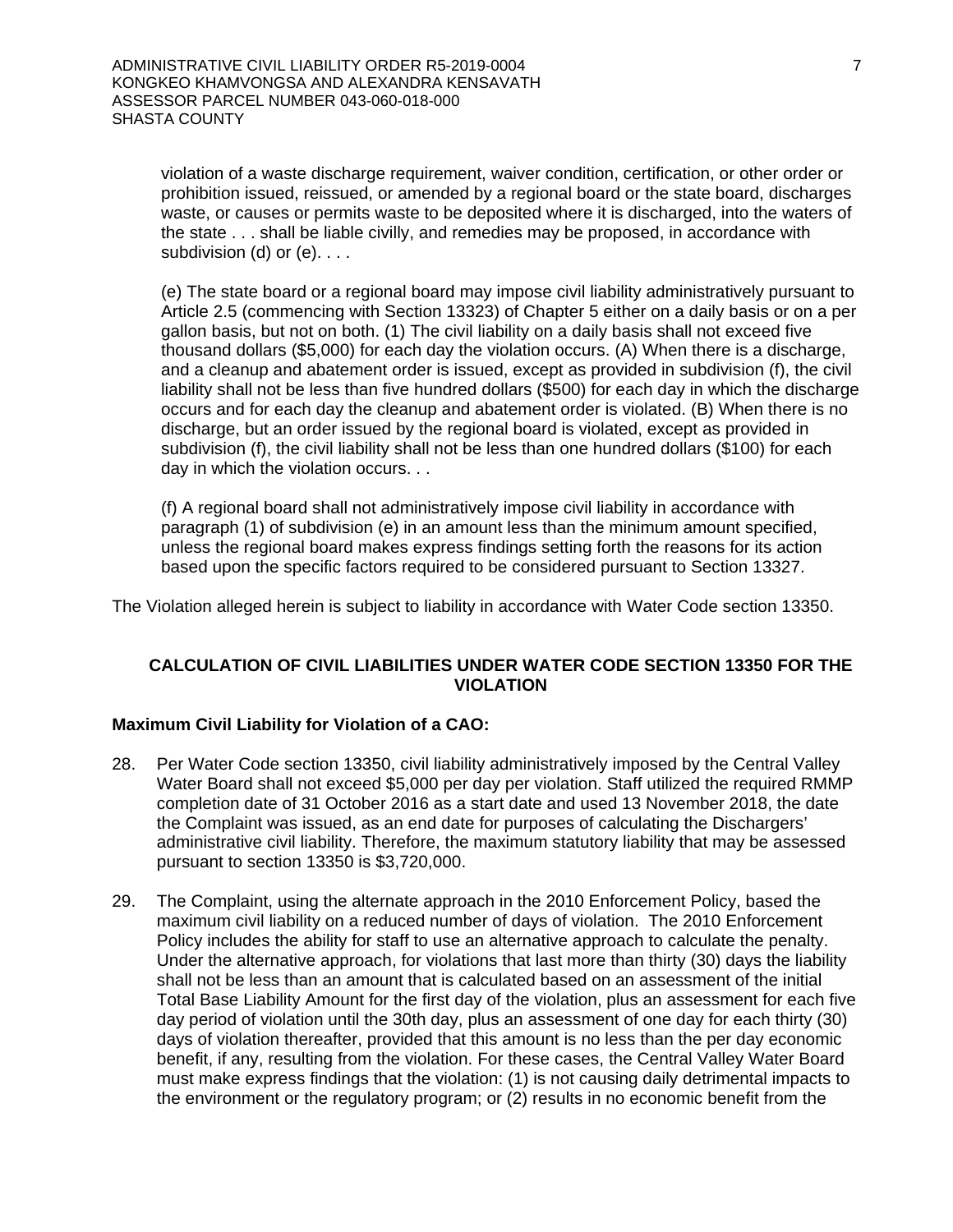violation of a waste discharge requirement, waiver condition, certification, or other order or prohibition issued, reissued, or amended by a regional board or the state board, discharges waste, or causes or permits waste to be deposited where it is discharged, into the waters of the state . . . shall be liable civilly, and remedies may be proposed, in accordance with subdivision (d) or (e). . . .

(e) The state board or a regional board may impose civil liability administratively pursuant to Article 2.5 (commencing with Section 13323) of Chapter 5 either on a daily basis or on a per gallon basis, but not on both. (1) The civil liability on a daily basis shall not exceed five thousand dollars ($5,000) for each day the violation occurs. (A) When there is a discharge, and a cleanup and abatement order is issued, except as provided in subdivision (f), the civil liability shall not be less than five hundred dollars ($500) for each day in which the discharge occurs and for each day the cleanup and abatement order is violated. (B) When there is no discharge, but an order issued by the regional board is violated, except as provided in subdivision (f), the civil liability shall not be less than one hundred dollars ($100) for each day in which the violation occurs. . .

(f) A regional board shall not administratively impose civil liability in accordance with paragraph (1) of subdivision (e) in an amount less than the minimum amount specified, unless the regional board makes express findings setting forth the reasons for its action based upon the specific factors required to be considered pursuant to Section 13327.

The Violation alleged herein is subject to liability in accordance with Water Code section 13350.

## CALCULATION OF CIVIL LIABILITIES UNDER WATER CODE SECTION 13350 FOR THE VIOLATION

**Maximum Civil Liability for Violation of a CAO:**

28. Per Water Code section 13350, civil liability administratively imposed by the Central Valley Water Board shall not exceed $5,000 per day per violation. Staff utilized the required RMMP completion date of 31 October 2016 as a start date and used 13 November 2018, the date the Complaint was issued, as an end date for purposes of calculating the Dischargers' administrative civil liability. Therefore, the maximum statutory liability that may be assessed pursuant to section 13350 is $3,720,000.

29. The Complaint, using the alternate approach in the 2010 Enforcement Policy, based the maximum civil liability on a reduced number of days of violation. The 2010 Enforcement Policy includes the ability for staff to use an alternative approach to calculate the penalty. Under the alternative approach, for violations that last more than thirty (30) days the liability shall not be less than an amount that is calculated based on an assessment of the initial Total Base Liability Amount for the first day of the violation, plus an assessment for each five day period of violation until the 30th day, plus an assessment of one day for each thirty (30) days of violation thereafter, provided that this amount is no less than the per day economic benefit, if any, resulting from the violation. For these cases, the Central Valley Water Board must make express findings that the violation: (1) is not causing daily detrimental impacts to the environment or the regulatory program; or (2) results in no economic benefit from the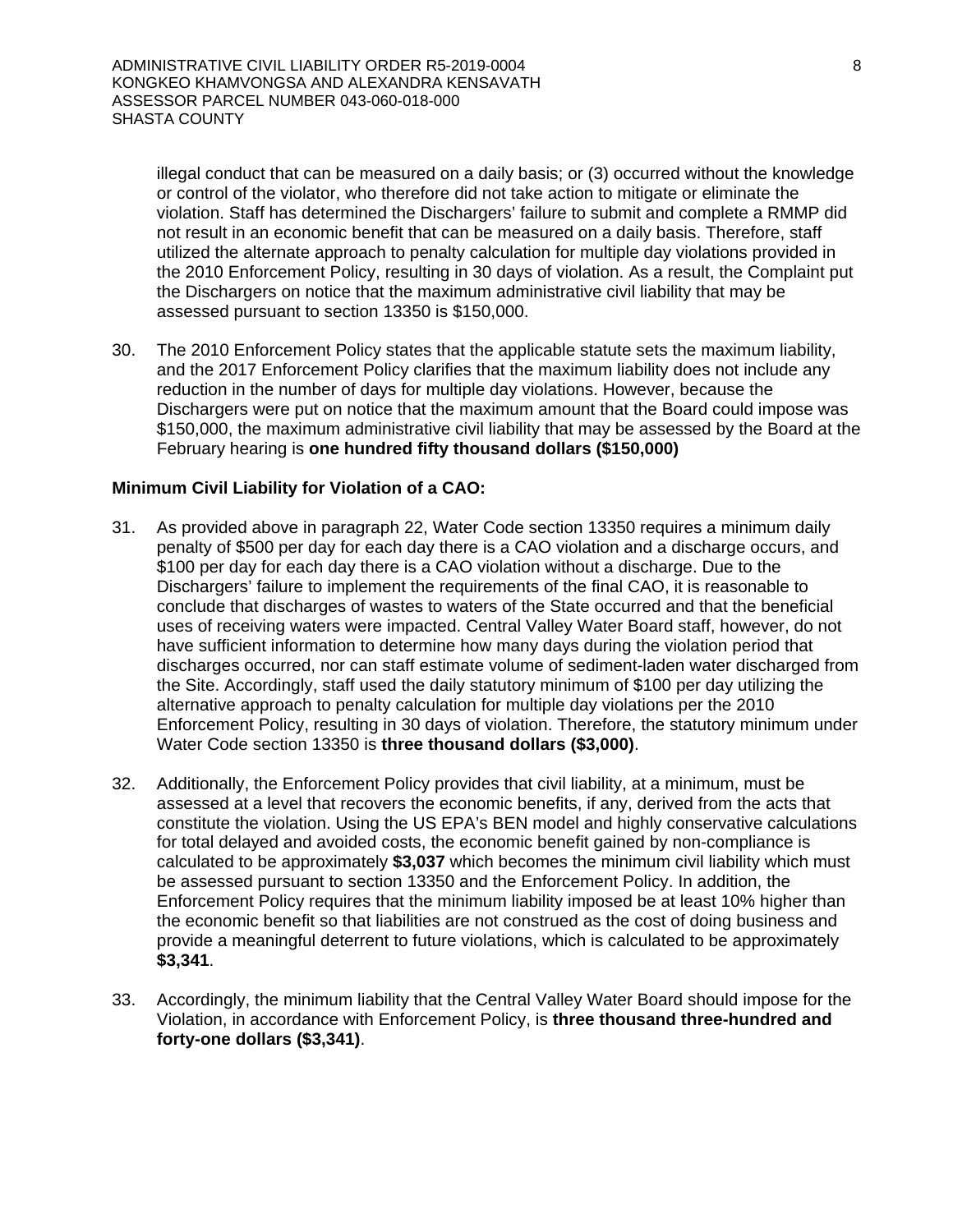illegal conduct that can be measured on a daily basis; or (3) occurred without the knowledge or control of the violator, who therefore did not take action to mitigate or eliminate the violation. Staff has determined the Dischargers' failure to submit and complete a RMMP did not result in an economic benefit that can be measured on a daily basis. Therefore, staff utilized the alternate approach to penalty calculation for multiple day violations provided in the 2010 Enforcement Policy, resulting in 30 days of violation. As a result, the Complaint put the Dischargers on notice that the maximum administrative civil liability that may be assessed pursuant to section 13350 is $150,000.

30. The 2010 Enforcement Policy states that the applicable statute sets the maximum liability, and the 2017 Enforcement Policy clarifies that the maximum liability does not include any reduction in the number of days for multiple day violations. However, because the Dischargers were put on notice that the maximum amount that the Board could impose was $150,000, the maximum administrative civil liability that may be assessed by the Board at the February hearing is **one hundred fifty thousand dollars ($150,000)**

**Minimum Civil Liability for Violation of a CAO:**

31. As provided above in paragraph 22, Water Code section 13350 requires a minimum daily penalty of $500 per day for each day there is a CAO violation and a discharge occurs, and $100 per day for each day there is a CAO violation without a discharge. Due to the Dischargers' failure to implement the requirements of the final CAO, it is reasonable to conclude that discharges of wastes to waters of the State occurred and that the beneficial uses of receiving waters were impacted. Central Valley Water Board staff, however, do not have sufficient information to determine how many days during the violation period that discharges occurred, nor can staff estimate volume of sediment-laden water discharged from the Site. Accordingly, staff used the daily statutory minimum of $100 per day utilizing the alternative approach to penalty calculation for multiple day violations per the 2010 Enforcement Policy, resulting in 30 days of violation. Therefore, the statutory minimum under Water Code section 13350 is **three thousand dollars ($3,000)**.

32. Additionally, the Enforcement Policy provides that civil liability, at a minimum, must be assessed at a level that recovers the economic benefits, if any, derived from the acts that constitute the violation. Using the US EPA's BEN model and highly conservative calculations for total delayed and avoided costs, the economic benefit gained by non-compliance is calculated to be approximately **$3,037** which becomes the minimum civil liability which must be assessed pursuant to section 13350 and the Enforcement Policy. In addition, the Enforcement Policy requires that the minimum liability imposed be at least 10% higher than the economic benefit so that liabilities are not construed as the cost of doing business and provide a meaningful deterrent to future violations, which is calculated to be approximately **$3,341**.

33. Accordingly, the minimum liability that the Central Valley Water Board should impose for the Violation, in accordance with Enforcement Policy, is **three thousand three-hundred and forty-one dollars ($3,341)**.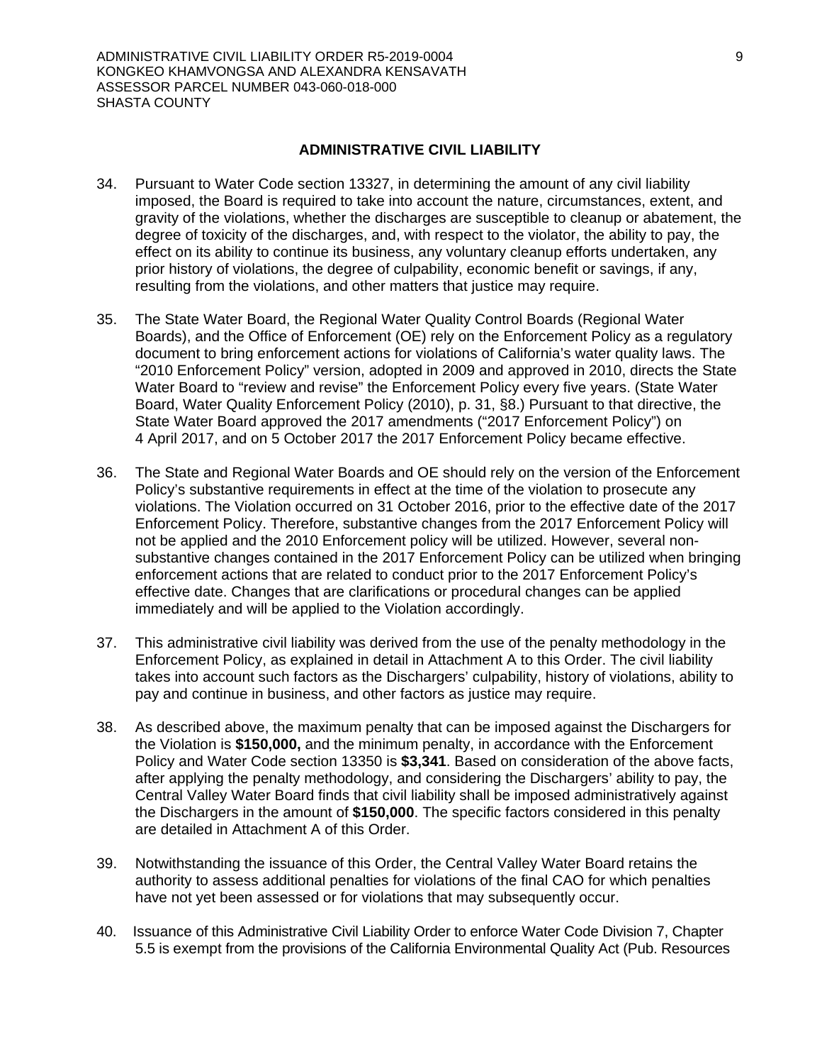## ADMINISTRATIVE CIVIL LIABILITY

34. Pursuant to Water Code section 13327, in determining the amount of any civil liability imposed, the Board is required to take into account the nature, circumstances, extent, and gravity of the violations, whether the discharges are susceptible to cleanup or abatement, the degree of toxicity of the discharges, and, with respect to the violator, the ability to pay, the effect on its ability to continue its business, any voluntary cleanup efforts undertaken, any prior history of violations, the degree of culpability, economic benefit or savings, if any, resulting from the violations, and other matters that justice may require.

35. The State Water Board, the Regional Water Quality Control Boards (Regional Water Boards), and the Office of Enforcement (OE) rely on the Enforcement Policy as a regulatory document to bring enforcement actions for violations of California's water quality laws. The "2010 Enforcement Policy" version, adopted in 2009 and approved in 2010, directs the State Water Board to "review and revise" the Enforcement Policy every five years. (State Water Board, Water Quality Enforcement Policy (2010), p. 31, §8.) Pursuant to that directive, the State Water Board approved the 2017 amendments ("2017 Enforcement Policy") on 4 April 2017, and on 5 October 2017 the 2017 Enforcement Policy became effective.

36. The State and Regional Water Boards and OE should rely on the version of the Enforcement Policy's substantive requirements in effect at the time of the violation to prosecute any violations. The Violation occurred on 31 October 2016, prior to the effective date of the 2017 Enforcement Policy. Therefore, substantive changes from the 2017 Enforcement Policy will not be applied and the 2010 Enforcement policy will be utilized. However, several non-substantive changes contained in the 2017 Enforcement Policy can be utilized when bringing enforcement actions that are related to conduct prior to the 2017 Enforcement Policy's effective date. Changes that are clarifications or procedural changes can be applied immediately and will be applied to the Violation accordingly.

37. This administrative civil liability was derived from the use of the penalty methodology in the Enforcement Policy, as explained in detail in Attachment A to this Order. The civil liability takes into account such factors as the Dischargers' culpability, history of violations, ability to pay and continue in business, and other factors as justice may require.

38. As described above, the maximum penalty that can be imposed against the Dischargers for the Violation is **$150,000,** and the minimum penalty, in accordance with the Enforcement Policy and Water Code section 13350 is **$3,341**. Based on consideration of the above facts, after applying the penalty methodology, and considering the Dischargers' ability to pay, the Central Valley Water Board finds that civil liability shall be imposed administratively against the Dischargers in the amount of **$150,000**. The specific factors considered in this penalty are detailed in Attachment A of this Order.

39. Notwithstanding the issuance of this Order, the Central Valley Water Board retains the authority to assess additional penalties for violations of the final CAO for which penalties have not yet been assessed or for violations that may subsequently occur.

40. Issuance of this Administrative Civil Liability Order to enforce Water Code Division 7, Chapter 5.5 is exempt from the provisions of the California Environmental Quality Act (Pub. Resources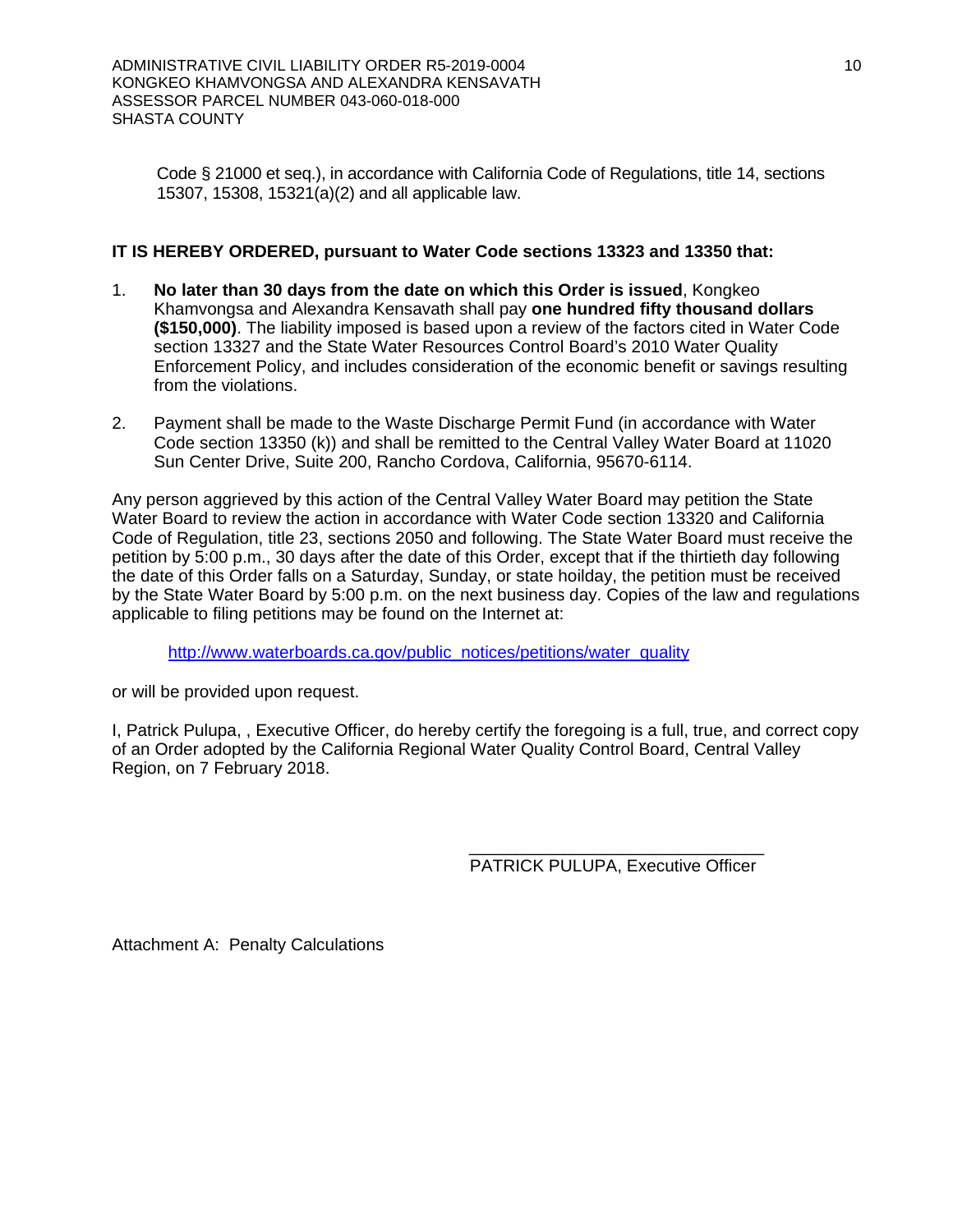Code § 21000 et seq.), in accordance with California Code of Regulations, title 14, sections 15307, 15308, 15321(a)(2) and all applicable law.

**IT IS HEREBY ORDERED, pursuant to Water Code sections 13323 and 13350 that:**

1. **No later than 30 days from the date on which this Order is issued**, Kongkeo Khamvongsa and Alexandra Kensavath shall pay **one hundred fifty thousand dollars ($150,000)**. The liability imposed is based upon a review of the factors cited in Water Code section 13327 and the State Water Resources Control Board's 2010 Water Quality Enforcement Policy, and includes consideration of the economic benefit or savings resulting from the violations.

2. Payment shall be made to the Waste Discharge Permit Fund (in accordance with Water Code section 13350 (k)) and shall be remitted to the Central Valley Water Board at 11020 Sun Center Drive, Suite 200, Rancho Cordova, California, 95670-6114.

Any person aggrieved by this action of the Central Valley Water Board may petition the State Water Board to review the action in accordance with Water Code section 13320 and California Code of Regulation, title 23, sections 2050 and following. The State Water Board must receive the petition by 5:00 p.m., 30 days after the date of this Order, except that if the thirtieth day following the date of this Order falls on a Saturday, Sunday, or state hoilday, the petition must be received by the State Water Board by 5:00 p.m. on the next business day. Copies of the law and regulations applicable to filing petitions may be found on the Internet at:

http://www.waterboards.ca.gov/public_notices/petitions/water_quality

or will be provided upon request.

I, Patrick Pulupa, , Executive Officer, do hereby certify the foregoing is a full, true, and correct copy of an Order adopted by the California Regional Water Quality Control Board, Central Valley Region, on 7 February 2018.

_______________________________
PATRICK PULUPA, Executive Officer

Attachment A: Penalty Calculations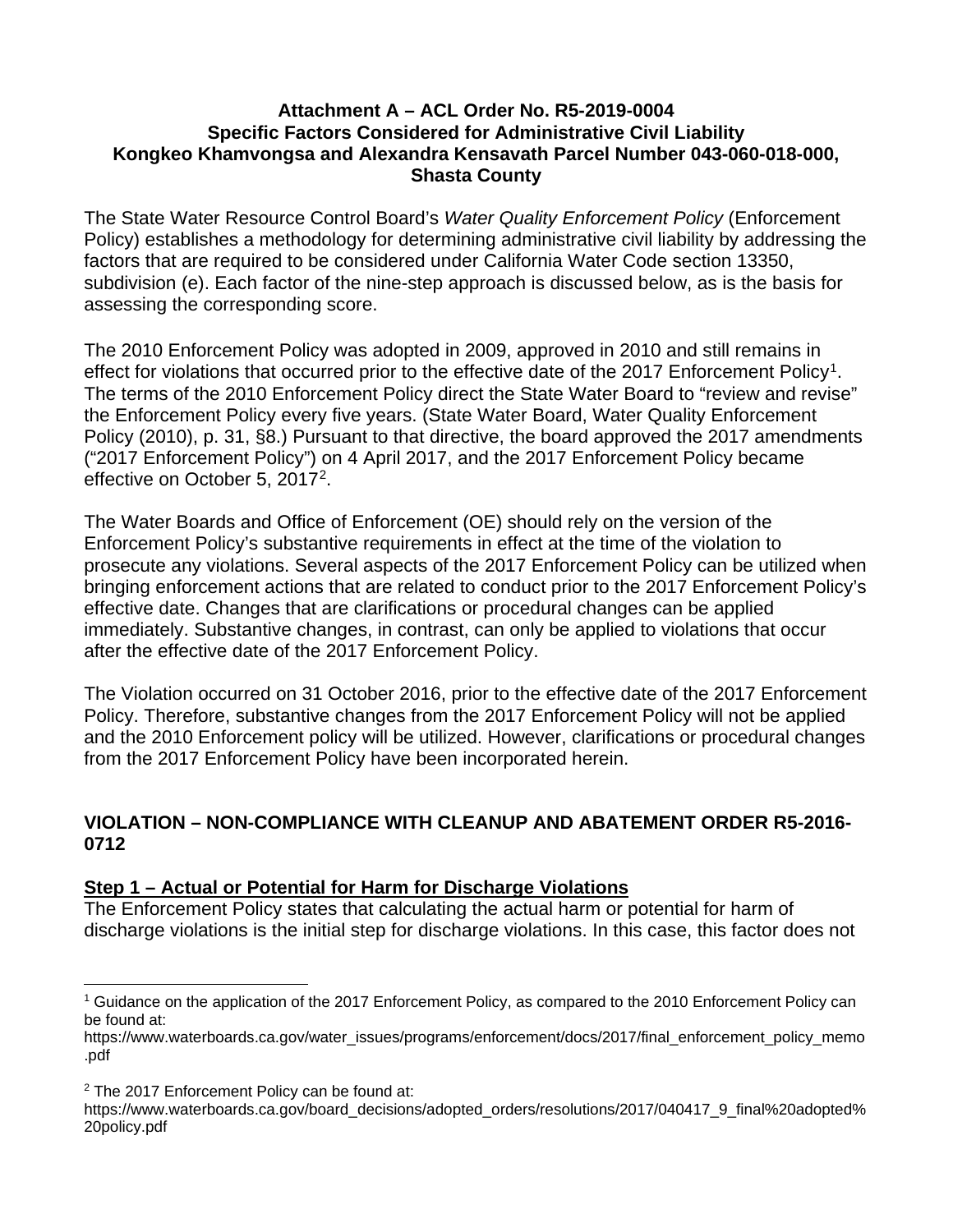**Attachment A – ACL Order No. R5-2019-0004**
**Specific Factors Considered for Administrative Civil Liability**
**Kongkeo Khamvongsa and Alexandra Kensavath Parcel Number 043-060-018-000, Shasta County**

The State Water Resource Control Board's *Water Quality Enforcement Policy* (Enforcement Policy) establishes a methodology for determining administrative civil liability by addressing the factors that are required to be considered under California Water Code section 13350, subdivision (e). Each factor of the nine-step approach is discussed below, as is the basis for assessing the corresponding score.

The 2010 Enforcement Policy was adopted in 2009, approved in 2010 and still remains in effect for violations that occurred prior to the effective date of the 2017 Enforcement Policy[1]. The terms of the 2010 Enforcement Policy direct the State Water Board to "review and revise" the Enforcement Policy every five years. (State Water Board, Water Quality Enforcement Policy (2010), p. 31, §8.) Pursuant to that directive, the board approved the 2017 amendments ("2017 Enforcement Policy") on 4 April 2017, and the 2017 Enforcement Policy became effective on October 5, 2017[2].

The Water Boards and Office of Enforcement (OE) should rely on the version of the Enforcement Policy's substantive requirements in effect at the time of the violation to prosecute any violations. Several aspects of the 2017 Enforcement Policy can be utilized when bringing enforcement actions that are related to conduct prior to the 2017 Enforcement Policy's effective date. Changes that are clarifications or procedural changes can be applied immediately. Substantive changes, in contrast, can only be applied to violations that occur after the effective date of the 2017 Enforcement Policy.

The Violation occurred on 31 October 2016, prior to the effective date of the 2017 Enforcement Policy. Therefore, substantive changes from the 2017 Enforcement Policy will not be applied and the 2010 Enforcement policy will be utilized. However, clarifications or procedural changes from the 2017 Enforcement Policy have been incorporated herein.

## VIOLATION – NON-COMPLIANCE WITH CLEANUP AND ABATEMENT ORDER R5-2016-0712

### Step 1 – Actual or Potential for Harm for Discharge Violations

The Enforcement Policy states that calculating the actual harm or potential for harm of discharge violations is the initial step for discharge violations. In this case, this factor does not

---

[1] Guidance on the application of the 2017 Enforcement Policy, as compared to the 2010 Enforcement Policy can be found at:
https://www.waterboards.ca.gov/water_issues/programs/enforcement/docs/2017/final_enforcement_policy_memo.pdf

[2] The 2017 Enforcement Policy can be found at:
https://www.waterboards.ca.gov/board_decisions/adopted_orders/resolutions/2017/040417_9_final%20adopted%20policy.pdf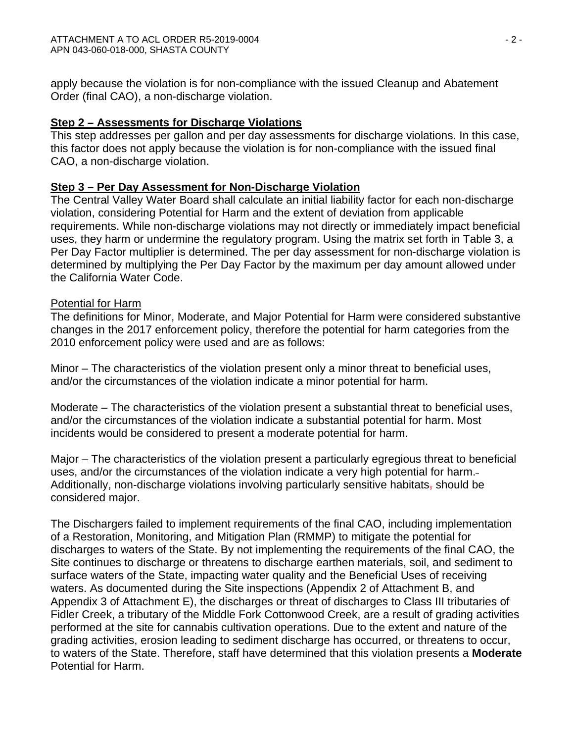apply because the violation is for non-compliance with the issued Cleanup and Abatement Order (final CAO), a non-discharge violation.

**Step 2 – Assessments for Discharge Violations**

This step addresses per gallon and per day assessments for discharge violations. In this case, this factor does not apply because the violation is for non-compliance with the issued final CAO, a non-discharge violation.

**Step 3 – Per Day Assessment for Non-Discharge Violation**

The Central Valley Water Board shall calculate an initial liability factor for each non-discharge violation, considering Potential for Harm and the extent of deviation from applicable requirements. While non-discharge violations may not directly or immediately impact beneficial uses, they harm or undermine the regulatory program. Using the matrix set forth in Table 3, a Per Day Factor multiplier is determined. The per day assessment for non-discharge violation is determined by multiplying the Per Day Factor by the maximum per day amount allowed under the California Water Code.

Potential for Harm

The definitions for Minor, Moderate, and Major Potential for Harm were considered substantive changes in the 2017 enforcement policy, therefore the potential for harm categories from the 2010 enforcement policy were used and are as follows:

Minor – The characteristics of the violation present only a minor threat to beneficial uses, and/or the circumstances of the violation indicate a minor potential for harm.

Moderate – The characteristics of the violation present a substantial threat to beneficial uses, and/or the circumstances of the violation indicate a substantial potential for harm. Most incidents would be considered to present a moderate potential for harm.

Major – The characteristics of the violation present a particularly egregious threat to beneficial uses, and/or the circumstances of the violation indicate a very high potential for harm. Additionally, non-discharge violations involving particularly sensitive habitats, should be considered major.

The Dischargers failed to implement requirements of the final CAO, including implementation of a Restoration, Monitoring, and Mitigation Plan (RMMP) to mitigate the potential for discharges to waters of the State. By not implementing the requirements of the final CAO, the Site continues to discharge or threatens to discharge earthen materials, soil, and sediment to surface waters of the State, impacting water quality and the Beneficial Uses of receiving waters. As documented during the Site inspections (Appendix 2 of Attachment B, and Appendix 3 of Attachment E), the discharges or threat of discharges to Class III tributaries of Fidler Creek, a tributary of the Middle Fork Cottonwood Creek, are a result of grading activities performed at the site for cannabis cultivation operations. Due to the extent and nature of the grading activities, erosion leading to sediment discharge has occurred, or threatens to occur, to waters of the State. Therefore, staff have determined that this violation presents a **Moderate** Potential for Harm.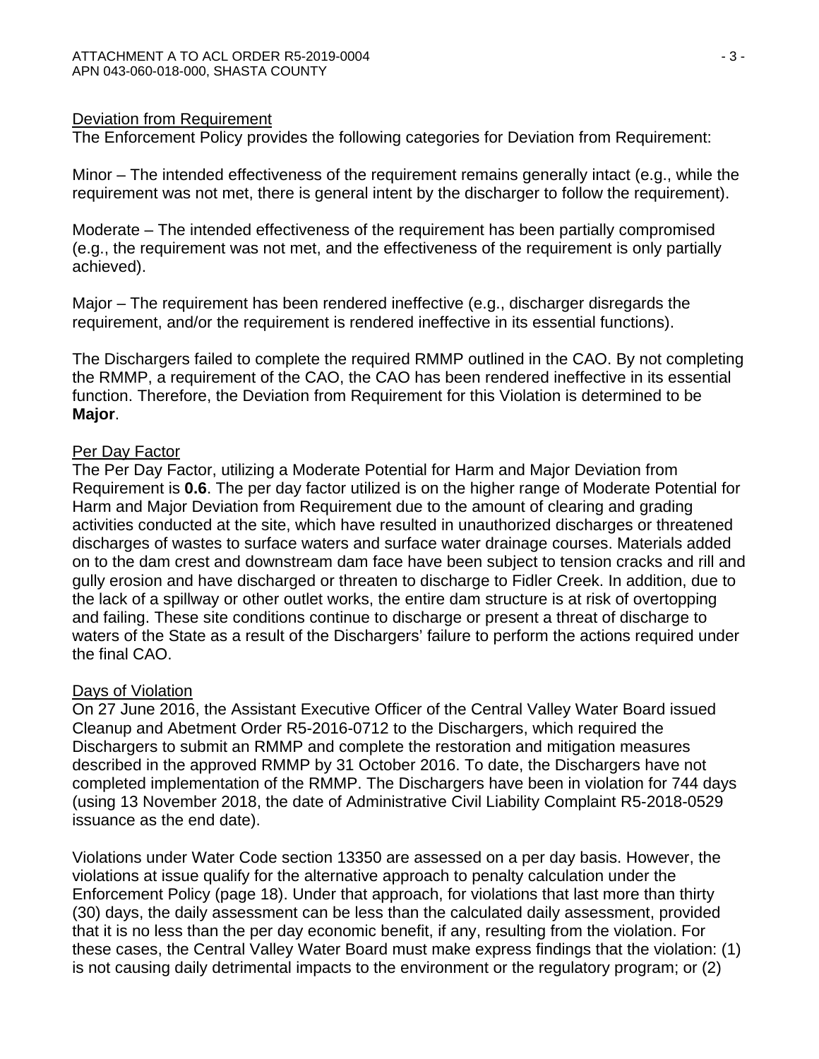Deviation from Requirement

The Enforcement Policy provides the following categories for Deviation from Requirement:

Minor – The intended effectiveness of the requirement remains generally intact (e.g., while the requirement was not met, there is general intent by the discharger to follow the requirement).

Moderate – The intended effectiveness of the requirement has been partially compromised (e.g., the requirement was not met, and the effectiveness of the requirement is only partially achieved).

Major – The requirement has been rendered ineffective (e.g., discharger disregards the requirement, and/or the requirement is rendered ineffective in its essential functions).

The Dischargers failed to complete the required RMMP outlined in the CAO. By not completing the RMMP, a requirement of the CAO, the CAO has been rendered ineffective in its essential function. Therefore, the Deviation from Requirement for this Violation is determined to be **Major**.

Per Day Factor

The Per Day Factor, utilizing a Moderate Potential for Harm and Major Deviation from Requirement is **0.6**. The per day factor utilized is on the higher range of Moderate Potential for Harm and Major Deviation from Requirement due to the amount of clearing and grading activities conducted at the site, which have resulted in unauthorized discharges or threatened discharges of wastes to surface waters and surface water drainage courses. Materials added on to the dam crest and downstream dam face have been subject to tension cracks and rill and gully erosion and have discharged or threaten to discharge to Fidler Creek. In addition, due to the lack of a spillway or other outlet works, the entire dam structure is at risk of overtopping and failing. These site conditions continue to discharge or present a threat of discharge to waters of the State as a result of the Dischargers' failure to perform the actions required under the final CAO.

Days of Violation

On 27 June 2016, the Assistant Executive Officer of the Central Valley Water Board issued Cleanup and Abetment Order R5-2016-0712 to the Dischargers, which required the Dischargers to submit an RMMP and complete the restoration and mitigation measures described in the approved RMMP by 31 October 2016. To date, the Dischargers have not completed implementation of the RMMP. The Dischargers have been in violation for 744 days (using 13 November 2018, the date of Administrative Civil Liability Complaint R5-2018-0529 issuance as the end date).

Violations under Water Code section 13350 are assessed on a per day basis. However, the violations at issue qualify for the alternative approach to penalty calculation under the Enforcement Policy (page 18). Under that approach, for violations that last more than thirty (30) days, the daily assessment can be less than the calculated daily assessment, provided that it is no less than the per day economic benefit, if any, resulting from the violation. For these cases, the Central Valley Water Board must make express findings that the violation: (1) is not causing daily detrimental impacts to the environment or the regulatory program; or (2)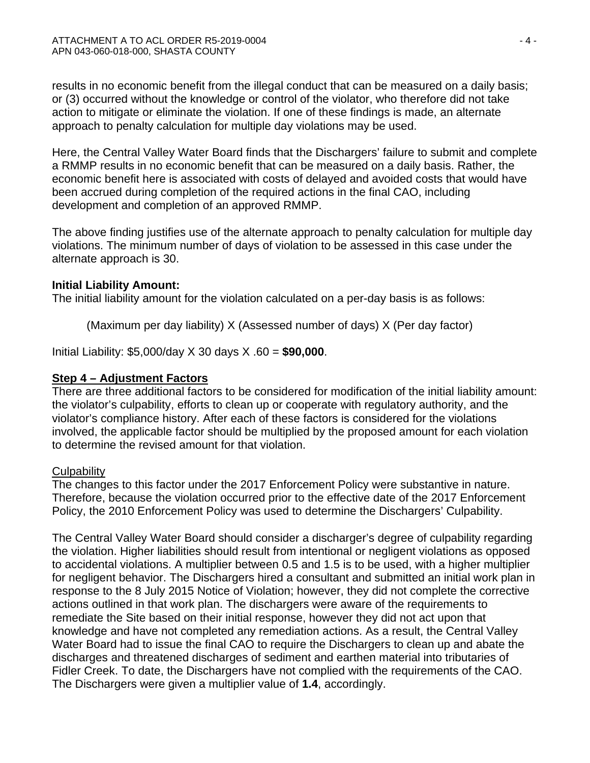results in no economic benefit from the illegal conduct that can be measured on a daily basis; or (3) occurred without the knowledge or control of the violator, who therefore did not take action to mitigate or eliminate the violation. If one of these findings is made, an alternate approach to penalty calculation for multiple day violations may be used.

Here, the Central Valley Water Board finds that the Dischargers' failure to submit and complete a RMMP results in no economic benefit that can be measured on a daily basis. Rather, the economic benefit here is associated with costs of delayed and avoided costs that would have been accrued during completion of the required actions in the final CAO, including development and completion of an approved RMMP.

The above finding justifies use of the alternate approach to penalty calculation for multiple day violations. The minimum number of days of violation to be assessed in this case under the alternate approach is 30.

**Initial Liability Amount:**
The initial liability amount for the violation calculated on a per-day basis is as follows:

(Maximum per day liability) X (Assessed number of days) X (Per day factor)

Initial Liability: $5,000/day X 30 days X .60 = **$90,000**.

## Step 4 – Adjustment Factors

There are three additional factors to be considered for modification of the initial liability amount: the violator's culpability, efforts to clean up or cooperate with regulatory authority, and the violator's compliance history. After each of these factors is considered for the violations involved, the applicable factor should be multiplied by the proposed amount for each violation to determine the revised amount for that violation.

Culpability

The changes to this factor under the 2017 Enforcement Policy were substantive in nature. Therefore, because the violation occurred prior to the effective date of the 2017 Enforcement Policy, the 2010 Enforcement Policy was used to determine the Dischargers' Culpability.

The Central Valley Water Board should consider a discharger's degree of culpability regarding the violation. Higher liabilities should result from intentional or negligent violations as opposed to accidental violations. A multiplier between 0.5 and 1.5 is to be used, with a higher multiplier for negligent behavior. The Dischargers hired a consultant and submitted an initial work plan in response to the 8 July 2015 Notice of Violation; however, they did not complete the corrective actions outlined in that work plan. The dischargers were aware of the requirements to remediate the Site based on their initial response, however they did not act upon that knowledge and have not completed any remediation actions. As a result, the Central Valley Water Board had to issue the final CAO to require the Dischargers to clean up and abate the discharges and threatened discharges of sediment and earthen material into tributaries of Fidler Creek. To date, the Dischargers have not complied with the requirements of the CAO. The Dischargers were given a multiplier value of **1.4**, accordingly.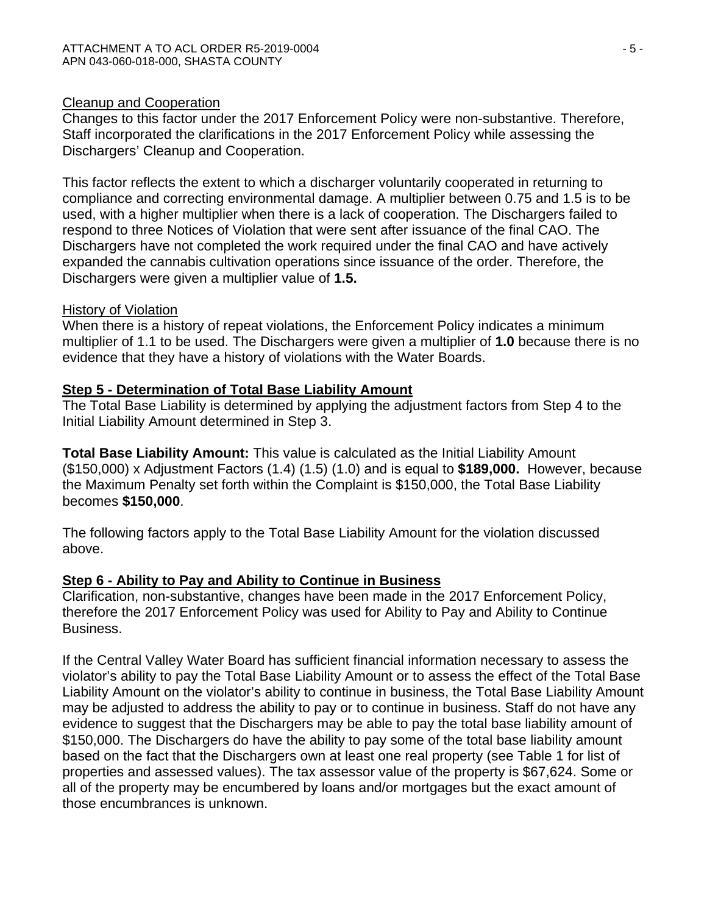Cleanup and Cooperation

Changes to this factor under the 2017 Enforcement Policy were non-substantive. Therefore, Staff incorporated the clarifications in the 2017 Enforcement Policy while assessing the Dischargers' Cleanup and Cooperation.

This factor reflects the extent to which a discharger voluntarily cooperated in returning to compliance and correcting environmental damage. A multiplier between 0.75 and 1.5 is to be used, with a higher multiplier when there is a lack of cooperation. The Dischargers failed to respond to three Notices of Violation that were sent after issuance of the final CAO. The Dischargers have not completed the work required under the final CAO and have actively expanded the cannabis cultivation operations since issuance of the order. Therefore, the Dischargers were given a multiplier value of **1.5.**

History of Violation

When there is a history of repeat violations, the Enforcement Policy indicates a minimum multiplier of 1.1 to be used. The Dischargers were given a multiplier of **1.0** because there is no evidence that they have a history of violations with the Water Boards.

**Step 5 - Determination of Total Base Liability Amount**

The Total Base Liability is determined by applying the adjustment factors from Step 4 to the Initial Liability Amount determined in Step 3.

**Total Base Liability Amount:** This value is calculated as the Initial Liability Amount ($150,000) x Adjustment Factors (1.4) (1.5) (1.0) and is equal to **$189,000.** However, because the Maximum Penalty set forth within the Complaint is $150,000, the Total Base Liability becomes **$150,000**.

The following factors apply to the Total Base Liability Amount for the violation discussed above.

**Step 6 - Ability to Pay and Ability to Continue in Business**

Clarification, non-substantive, changes have been made in the 2017 Enforcement Policy, therefore the 2017 Enforcement Policy was used for Ability to Pay and Ability to Continue Business.

If the Central Valley Water Board has sufficient financial information necessary to assess the violator's ability to pay the Total Base Liability Amount or to assess the effect of the Total Base Liability Amount on the violator's ability to continue in business, the Total Base Liability Amount may be adjusted to address the ability to pay or to continue in business. Staff do not have any evidence to suggest that the Dischargers may be able to pay the total base liability amount of $150,000. The Dischargers do have the ability to pay some of the total base liability amount based on the fact that the Dischargers own at least one real property (see Table 1 for list of properties and assessed values). The tax assessor value of the property is $67,624. Some or all of the property may be encumbered by loans and/or mortgages but the exact amount of those encumbrances is unknown.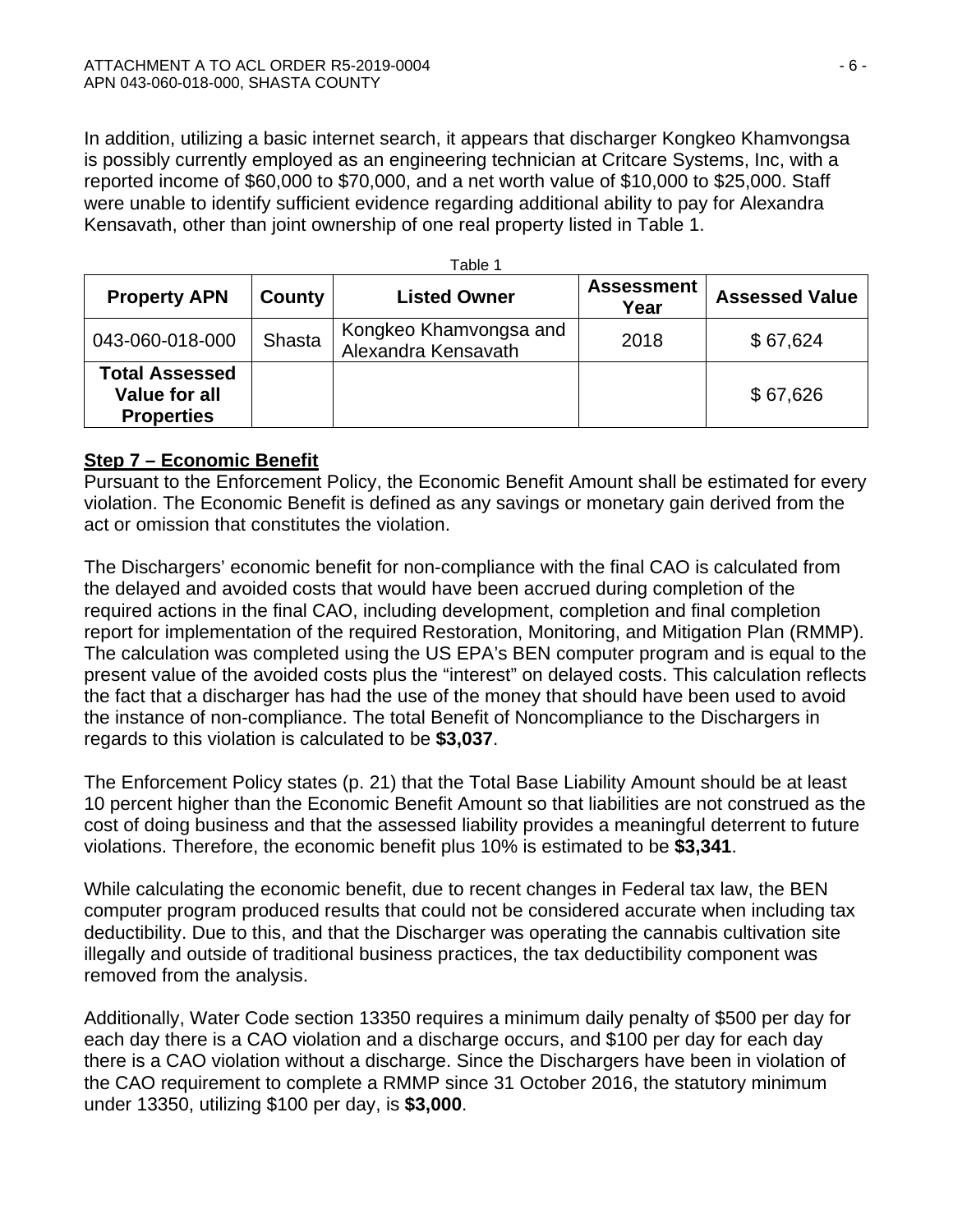In addition, utilizing a basic internet search, it appears that discharger Kongkeo Khamvongsa is possibly currently employed as an engineering technician at Critcare Systems, Inc, with a reported income of $60,000 to $70,000, and a net worth value of $10,000 to $25,000. Staff were unable to identify sufficient evidence regarding additional ability to pay for Alexandra Kensavath, other than joint ownership of one real property listed in Table 1.

Table 1

| Property APN | County | Listed Owner | Assessment Year | Assessed Value |
|---|---|---|---|---|
| 043-060-018-000 | Shasta | Kongkeo Khamvongsa and Alexandra Kensavath | 2018 | $ 67,624 |
| **Total Assessed Value for all Properties** | | | | $ 67,626 |

**Step 7 – Economic Benefit**

Pursuant to the Enforcement Policy, the Economic Benefit Amount shall be estimated for every violation. The Economic Benefit is defined as any savings or monetary gain derived from the act or omission that constitutes the violation.

The Dischargers' economic benefit for non-compliance with the final CAO is calculated from the delayed and avoided costs that would have been accrued during completion of the required actions in the final CAO, including development, completion and final completion report for implementation of the required Restoration, Monitoring, and Mitigation Plan (RMMP). The calculation was completed using the US EPA's BEN computer program and is equal to the present value of the avoided costs plus the "interest" on delayed costs. This calculation reflects the fact that a discharger has had the use of the money that should have been used to avoid the instance of non-compliance. The total Benefit of Noncompliance to the Dischargers in regards to this violation is calculated to be **$3,037**.

The Enforcement Policy states (p. 21) that the Total Base Liability Amount should be at least 10 percent higher than the Economic Benefit Amount so that liabilities are not construed as the cost of doing business and that the assessed liability provides a meaningful deterrent to future violations. Therefore, the economic benefit plus 10% is estimated to be **$3,341**.

While calculating the economic benefit, due to recent changes in Federal tax law, the BEN computer program produced results that could not be considered accurate when including tax deductibility. Due to this, and that the Discharger was operating the cannabis cultivation site illegally and outside of traditional business practices, the tax deductibility component was removed from the analysis.

Additionally, Water Code section 13350 requires a minimum daily penalty of $500 per day for each day there is a CAO violation and a discharge occurs, and $100 per day for each day there is a CAO violation without a discharge. Since the Dischargers have been in violation of the CAO requirement to complete a RMMP since 31 October 2016, the statutory minimum under 13350, utilizing $100 per day, is **$3,000**.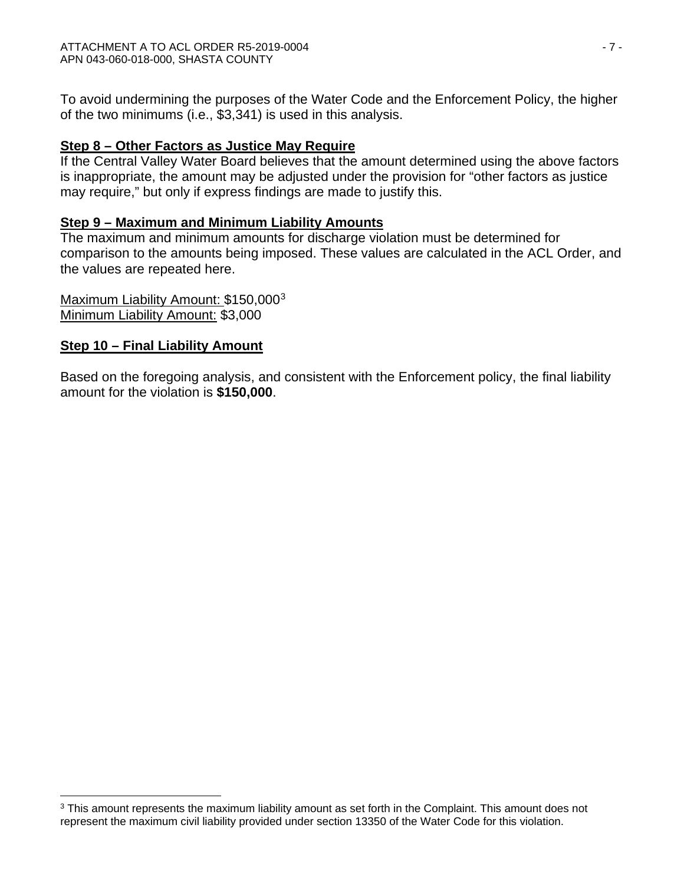To avoid undermining the purposes of the Water Code and the Enforcement Policy, the higher of the two minimums (i.e., $3,341) is used in this analysis.

**Step 8 – Other Factors as Justice May Require**

If the Central Valley Water Board believes that the amount determined using the above factors is inappropriate, the amount may be adjusted under the provision for "other factors as justice may require," but only if express findings are made to justify this.

**Step 9 – Maximum and Minimum Liability Amounts**

The maximum and minimum amounts for discharge violation must be determined for comparison to the amounts being imposed. These values are calculated in the ACL Order, and the values are repeated here.

Maximum Liability Amount: $150,000[3]
Minimum Liability Amount: $3,000

**Step 10 – Final Liability Amount**

Based on the foregoing analysis, and consistent with the Enforcement policy, the final liability amount for the violation is **$150,000**.

[3] This amount represents the maximum liability amount as set forth in the Complaint. This amount does not represent the maximum civil liability provided under section 13350 of the Water Code for this violation.